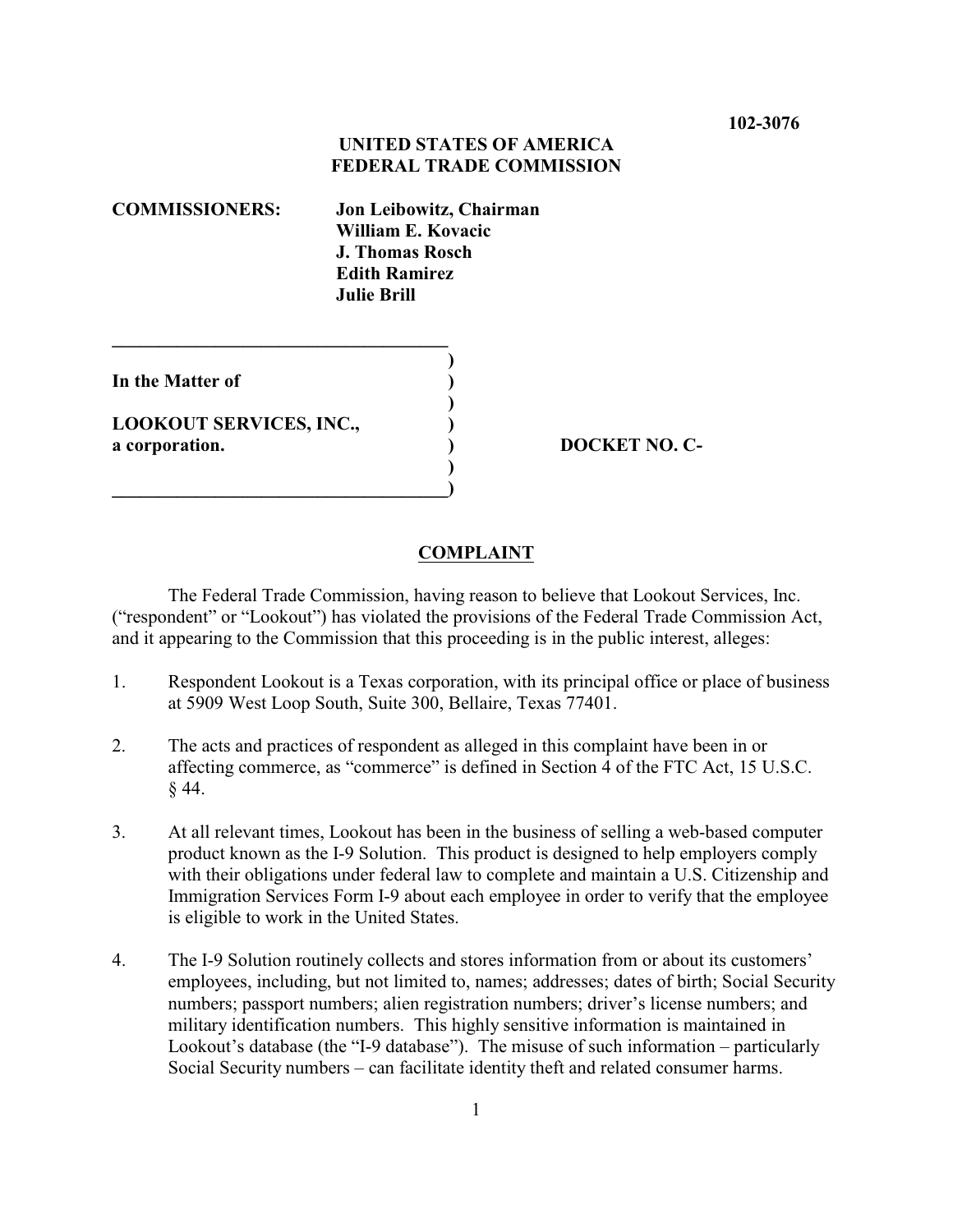102-3076

**UNITED STATES OF AMERICA**
**FEDERAL TRADE COMMISSION**

**COMMISSIONERS:** **Jon Leibowitz, Chairman**
**William E. Kovacic**
**J. Thomas Rosch**
**Edith Ramirez**
**Julie Brill**

**In the Matter of**

**LOOKOUT SERVICES, INC.,**
**a corporation.**

**DOCKET NO. C-**

## COMPLAINT

The Federal Trade Commission, having reason to believe that Lookout Services, Inc. ("respondent" or "Lookout") has violated the provisions of the Federal Trade Commission Act, and it appearing to the Commission that this proceeding is in the public interest, alleges:

1. Respondent Lookout is a Texas corporation, with its principal office or place of business at 5909 West Loop South, Suite 300, Bellaire, Texas 77401.

2. The acts and practices of respondent as alleged in this complaint have been in or affecting commerce, as "commerce" is defined in Section 4 of the FTC Act, 15 U.S.C. § 44.

3. At all relevant times, Lookout has been in the business of selling a web-based computer product known as the I-9 Solution. This product is designed to help employers comply with their obligations under federal law to complete and maintain a U.S. Citizenship and Immigration Services Form I-9 about each employee in order to verify that the employee is eligible to work in the United States.

4. The I-9 Solution routinely collects and stores information from or about its customers' employees, including, but not limited to, names; addresses; dates of birth; Social Security numbers; passport numbers; alien registration numbers; driver's license numbers; and military identification numbers. This highly sensitive information is maintained in Lookout's database (the "I-9 database"). The misuse of such information – particularly Social Security numbers – can facilitate identity theft and related consumer harms.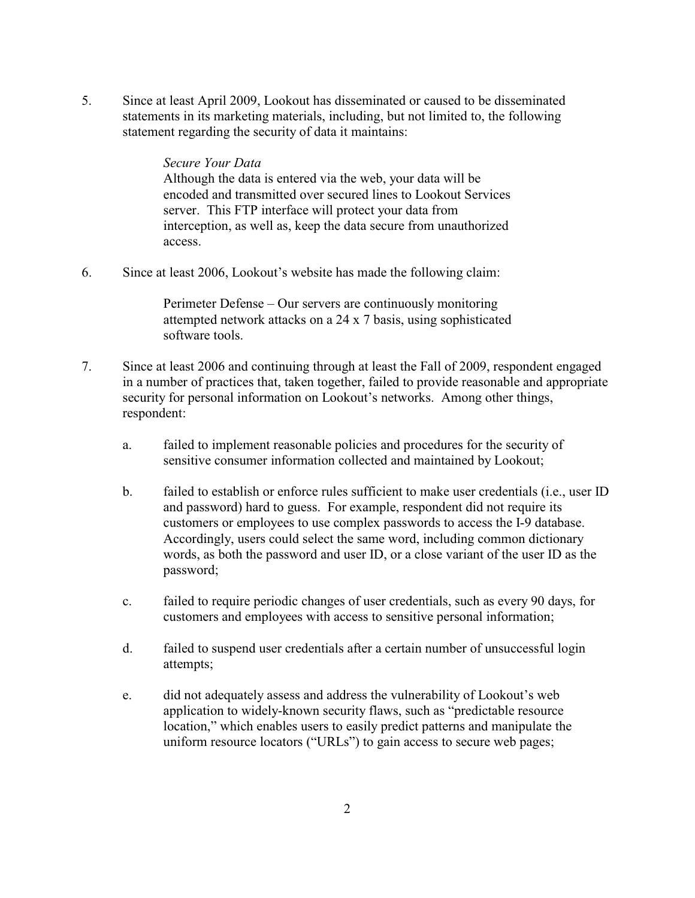5. Since at least April 2009, Lookout has disseminated or caused to be disseminated statements in its marketing materials, including, but not limited to, the following statement regarding the security of data it maintains:

   > *Secure Your Data*
   > Although the data is entered via the web, your data will be encoded and transmitted over secured lines to Lookout Services server. This FTP interface will protect your data from interception, as well as, keep the data secure from unauthorized access.

6. Since at least 2006, Lookout's website has made the following claim:

   > Perimeter Defense – Our servers are continuously monitoring attempted network attacks on a 24 x 7 basis, using sophisticated software tools.

7. Since at least 2006 and continuing through at least the Fall of 2009, respondent engaged in a number of practices that, taken together, failed to provide reasonable and appropriate security for personal information on Lookout's networks. Among other things, respondent:

   a. failed to implement reasonable policies and procedures for the security of sensitive consumer information collected and maintained by Lookout;

   b. failed to establish or enforce rules sufficient to make user credentials (i.e., user ID and password) hard to guess. For example, respondent did not require its customers or employees to use complex passwords to access the I-9 database. Accordingly, users could select the same word, including common dictionary words, as both the password and user ID, or a close variant of the user ID as the password;

   c. failed to require periodic changes of user credentials, such as every 90 days, for customers and employees with access to sensitive personal information;

   d. failed to suspend user credentials after a certain number of unsuccessful login attempts;

   e. did not adequately assess and address the vulnerability of Lookout's web application to widely-known security flaws, such as "predictable resource location," which enables users to easily predict patterns and manipulate the uniform resource locators ("URLs") to gain access to secure web pages;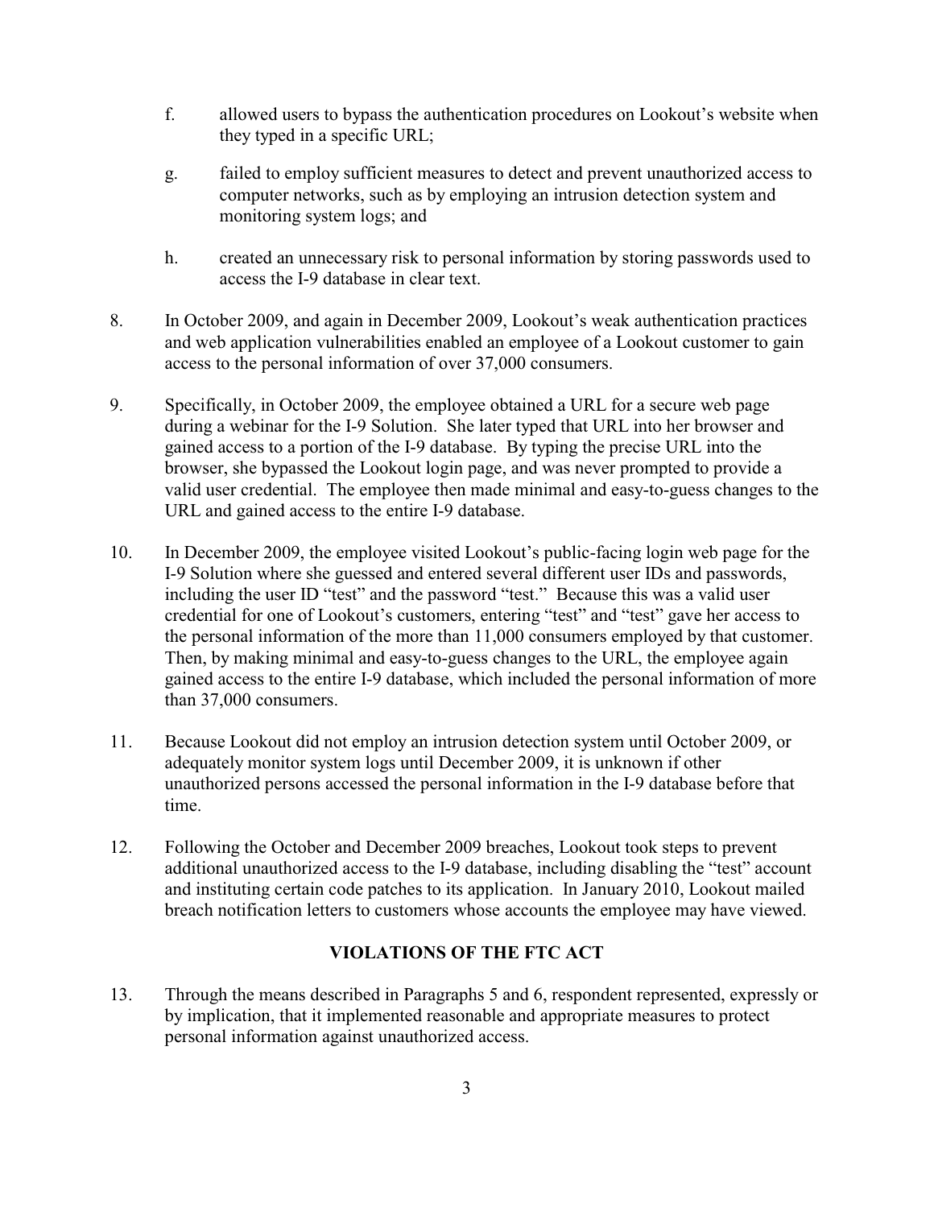f. allowed users to bypass the authentication procedures on Lookout's website when they typed in a specific URL;

g. failed to employ sufficient measures to detect and prevent unauthorized access to computer networks, such as by employing an intrusion detection system and monitoring system logs; and

h. created an unnecessary risk to personal information by storing passwords used to access the I-9 database in clear text.

8. In October 2009, and again in December 2009, Lookout's weak authentication practices and web application vulnerabilities enabled an employee of a Lookout customer to gain access to the personal information of over 37,000 consumers.

9. Specifically, in October 2009, the employee obtained a URL for a secure web page during a webinar for the I-9 Solution. She later typed that URL into her browser and gained access to a portion of the I-9 database. By typing the precise URL into the browser, she bypassed the Lookout login page, and was never prompted to provide a valid user credential. The employee then made minimal and easy-to-guess changes to the URL and gained access to the entire I-9 database.

10. In December 2009, the employee visited Lookout's public-facing login web page for the I-9 Solution where she guessed and entered several different user IDs and passwords, including the user ID "test" and the password "test." Because this was a valid user credential for one of Lookout's customers, entering "test" and "test" gave her access to the personal information of the more than 11,000 consumers employed by that customer. Then, by making minimal and easy-to-guess changes to the URL, the employee again gained access to the entire I-9 database, which included the personal information of more than 37,000 consumers.

11. Because Lookout did not employ an intrusion detection system until October 2009, or adequately monitor system logs until December 2009, it is unknown if other unauthorized persons accessed the personal information in the I-9 database before that time.

12. Following the October and December 2009 breaches, Lookout took steps to prevent additional unauthorized access to the I-9 database, including disabling the "test" account and instituting certain code patches to its application. In January 2010, Lookout mailed breach notification letters to customers whose accounts the employee may have viewed.

## VIOLATIONS OF THE FTC ACT

13. Through the means described in Paragraphs 5 and 6, respondent represented, expressly or by implication, that it implemented reasonable and appropriate measures to protect personal information against unauthorized access.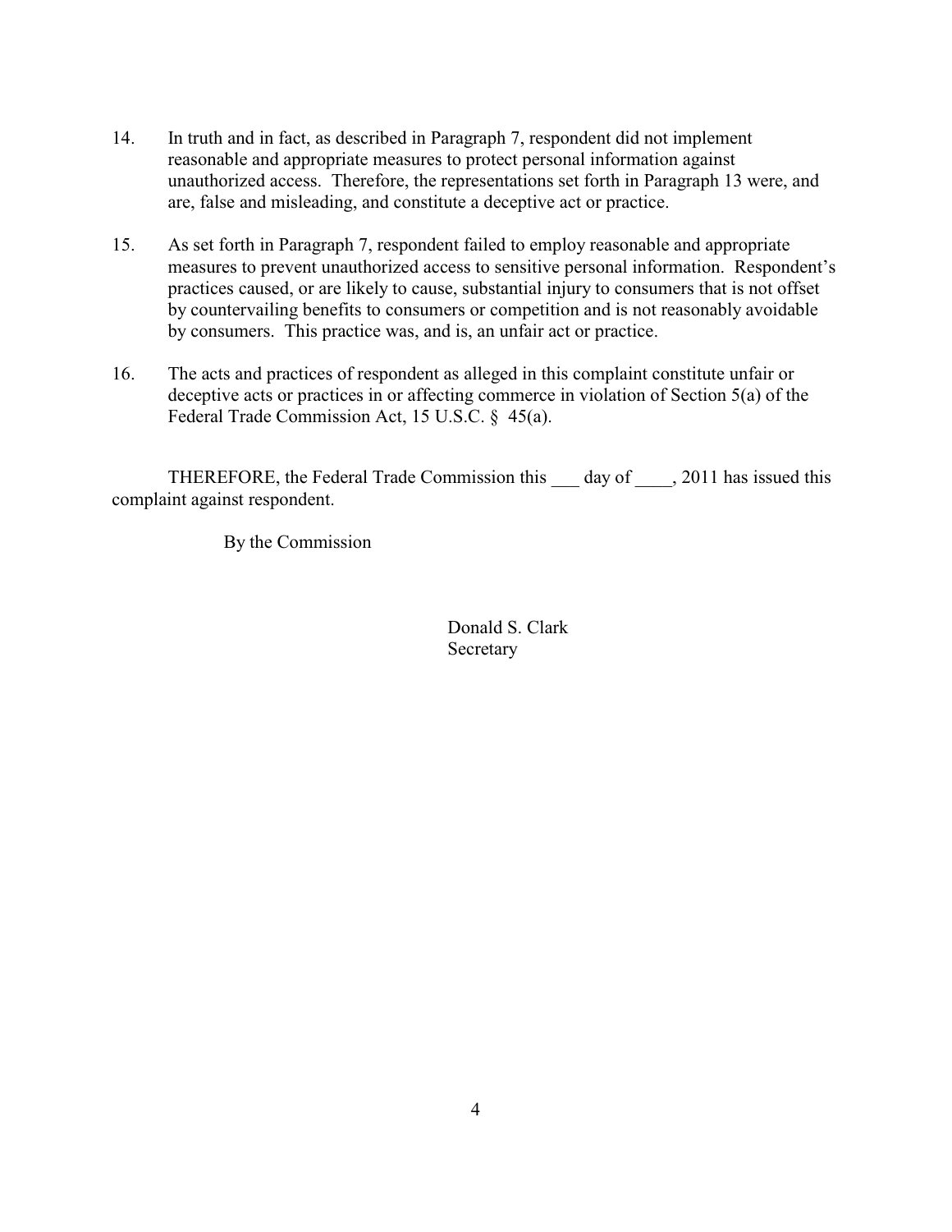14. In truth and in fact, as described in Paragraph 7, respondent did not implement reasonable and appropriate measures to protect personal information against unauthorized access. Therefore, the representations set forth in Paragraph 13 were, and are, false and misleading, and constitute a deceptive act or practice.

15. As set forth in Paragraph 7, respondent failed to employ reasonable and appropriate measures to prevent unauthorized access to sensitive personal information. Respondent's practices caused, or are likely to cause, substantial injury to consumers that is not offset by countervailing benefits to consumers or competition and is not reasonably avoidable by consumers. This practice was, and is, an unfair act or practice.

16. The acts and practices of respondent as alleged in this complaint constitute unfair or deceptive acts or practices in or affecting commerce in violation of Section 5(a) of the Federal Trade Commission Act, 15 U.S.C. § 45(a).

THEREFORE, the Federal Trade Commission this ___ day of ____, 2011 has issued this complaint against respondent.

By the Commission

Donald S. Clark
Secretary